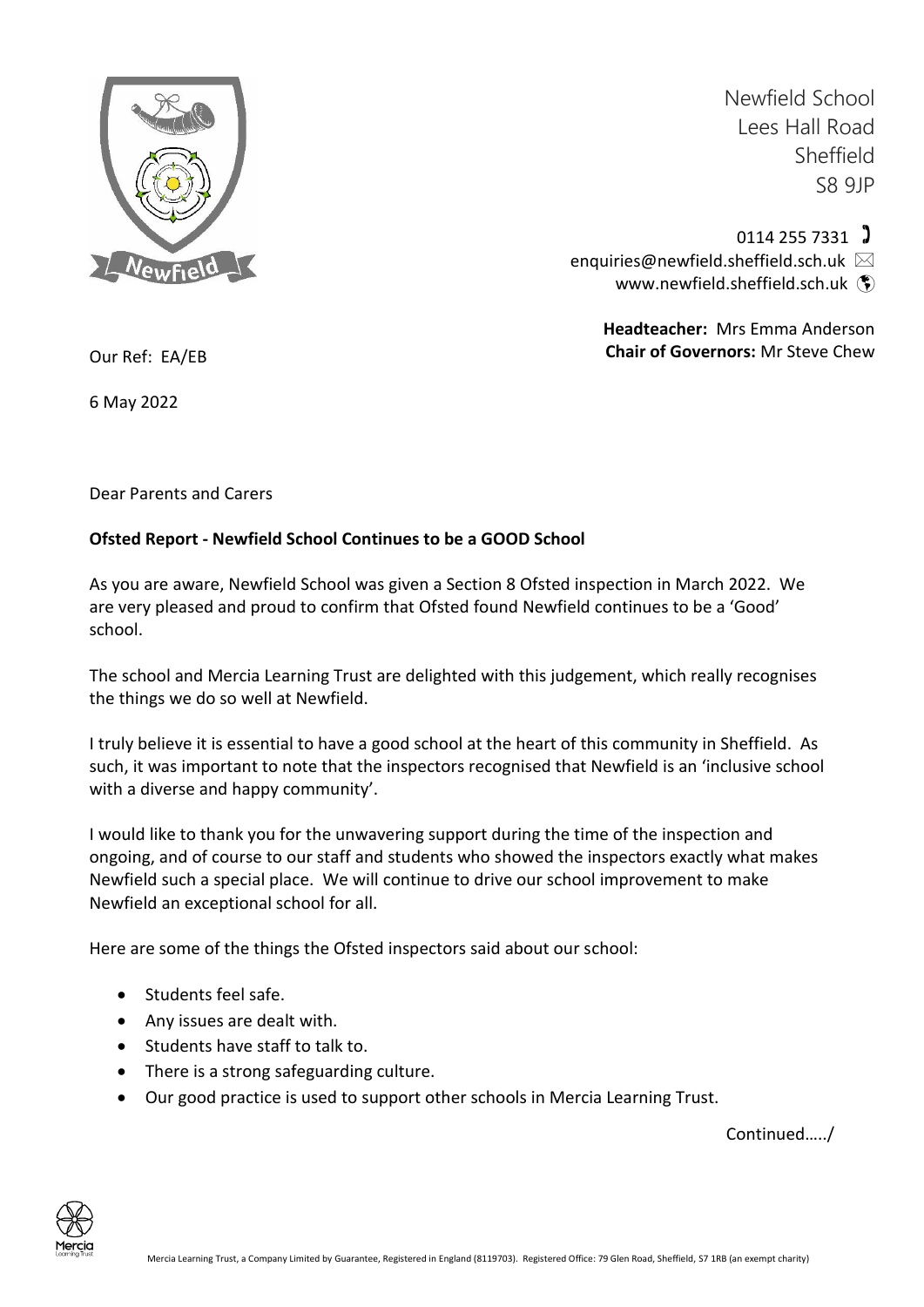Newfield School
Lees Hall Road
Sheffield
S8 9JP

0114 255 7331
enquiries@newfield.sheffield.sch.uk
www.newfield.sheffield.sch.uk

**Headteacher:** Mrs Emma Anderson
**Chair of Governors:** Mr Steve Chew

Our Ref: EA/EB

6 May 2022

Dear Parents and Carers

**Ofsted Report - Newfield School Continues to be a GOOD School**

As you are aware, Newfield School was given a Section 8 Ofsted inspection in March 2022. We are very pleased and proud to confirm that Ofsted found Newfield continues to be a 'Good' school.

The school and Mercia Learning Trust are delighted with this judgement, which really recognises the things we do so well at Newfield.

I truly believe it is essential to have a good school at the heart of this community in Sheffield. As such, it was important to note that the inspectors recognised that Newfield is an 'inclusive school with a diverse and happy community'.

I would like to thank you for the unwavering support during the time of the inspection and ongoing, and of course to our staff and students who showed the inspectors exactly what makes Newfield such a special place. We will continue to drive our school improvement to make Newfield an exceptional school for all.

Here are some of the things the Ofsted inspectors said about our school:

- Students feel safe.
- Any issues are dealt with.
- Students have staff to talk to.
- There is a strong safeguarding culture.
- Our good practice is used to support other schools in Mercia Learning Trust.

Continued…../

Mercia Learning Trust, a Company Limited by Guarantee, Registered in England (8119703). Registered Office: 79 Glen Road, Sheffield, S7 1RB (an exempt charity)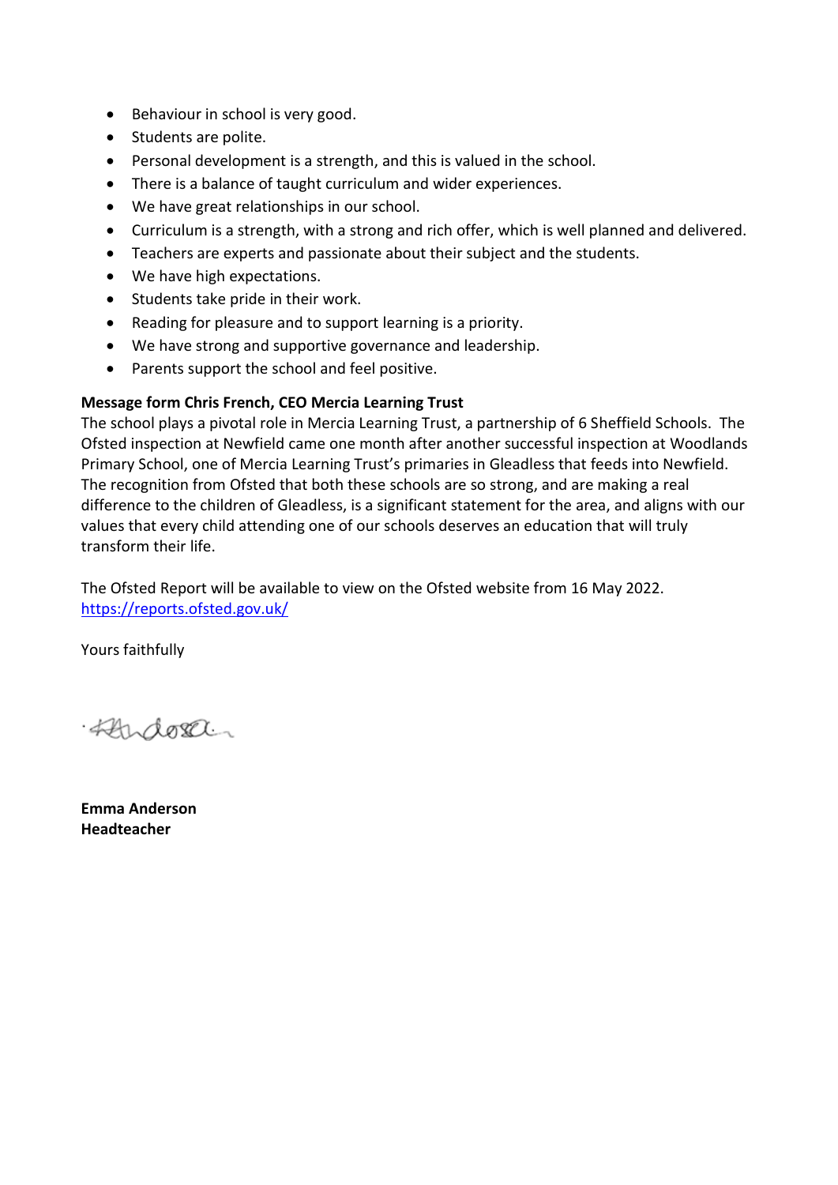- Behaviour in school is very good.
- Students are polite.
- Personal development is a strength, and this is valued in the school.
- There is a balance of taught curriculum and wider experiences.
- We have great relationships in our school.
- Curriculum is a strength, with a strong and rich offer, which is well planned and delivered.
- Teachers are experts and passionate about their subject and the students.
- We have high expectations.
- Students take pride in their work.
- Reading for pleasure and to support learning is a priority.
- We have strong and supportive governance and leadership.
- Parents support the school and feel positive.

**Message form Chris French, CEO Mercia Learning Trust**
The school plays a pivotal role in Mercia Learning Trust, a partnership of 6 Sheffield Schools. The Ofsted inspection at Newfield came one month after another successful inspection at Woodlands Primary School, one of Mercia Learning Trust's primaries in Gleadless that feeds into Newfield. The recognition from Ofsted that both these schools are so strong, and are making a real difference to the children of Gleadless, is a significant statement for the area, and aligns with our values that every child attending one of our schools deserves an education that will truly transform their life.

The Ofsted Report will be available to view on the Ofsted website from 16 May 2022.
[https://reports.ofsted.gov.uk/](https://reports.ofsted.gov.uk/)

Yours faithfully

**Emma Anderson**
**Headteacher**